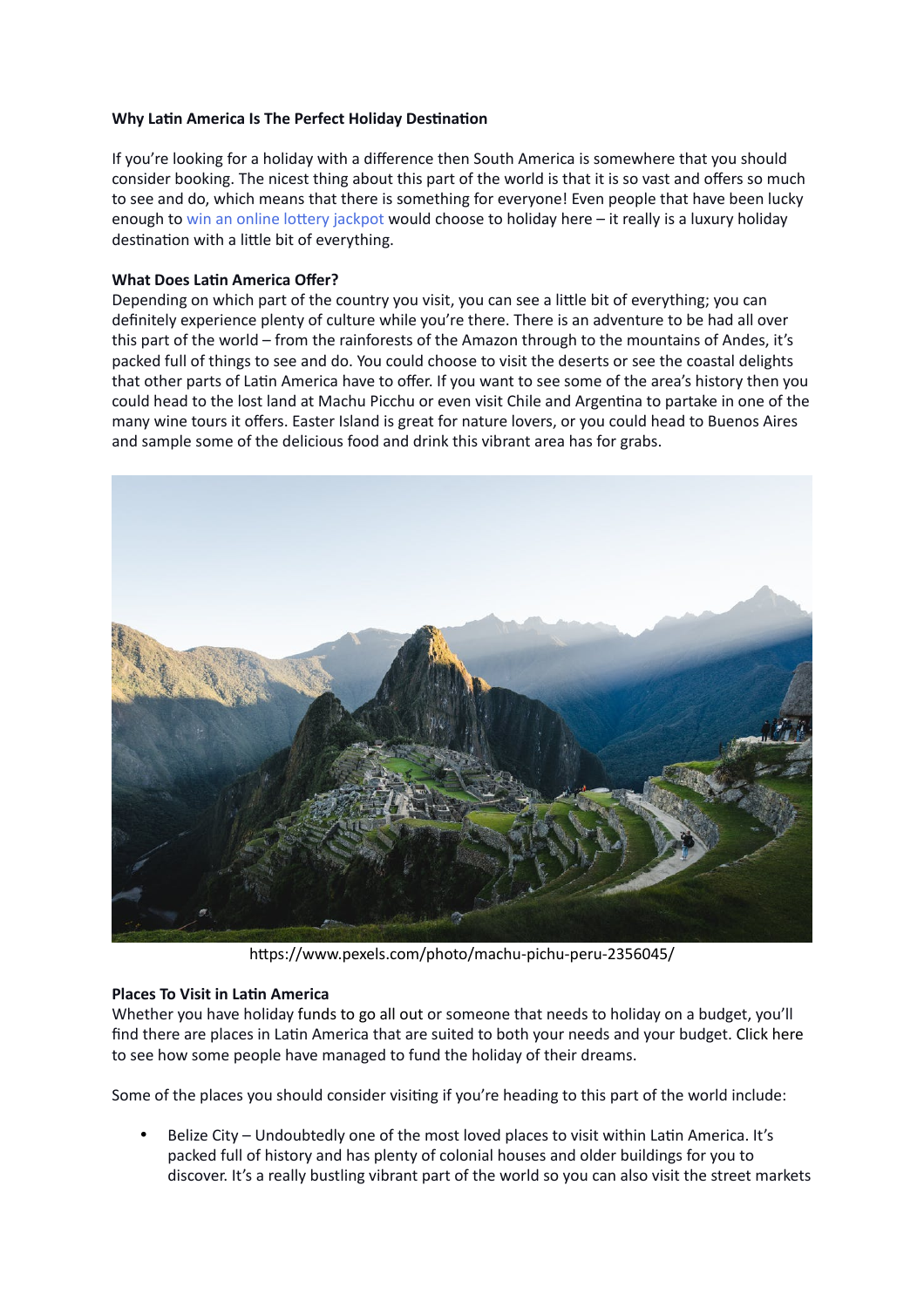**Why Latin America Is The Perfect Holiday Destination**

If you're looking for a holiday with a difference then South America is somewhere that you should consider booking. The nicest thing about this part of the world is that it is so vast and offers so much to see and do, which means that there is something for everyone! Even people that have been lucky enough to win an online lottery jackpot would choose to holiday here – it really is a luxury holiday destination with a little bit of everything.

**What Does Latin America Offer?**

Depending on which part of the country you visit, you can see a little bit of everything; you can definitely experience plenty of culture while you're there. There is an adventure to be had all over this part of the world – from the rainforests of the Amazon through to the mountains of Andes, it's packed full of things to see and do. You could choose to visit the deserts or see the coastal delights that other parts of Latin America have to offer. If you want to see some of the area's history then you could head to the lost land at Machu Picchu or even visit Chile and Argentina to partake in one of the many wine tours it offers. Easter Island is great for nature lovers, or you could head to Buenos Aires and sample some of the delicious food and drink this vibrant area has for grabs.

https://www.pexels.com/photo/machu-pichu-peru-2356045/

**Places To Visit in Latin America**

Whether you have holiday funds to go all out or someone that needs to holiday on a budget, you'll find there are places in Latin America that are suited to both your needs and your budget. Click here to see how some people have managed to fund the holiday of their dreams.

Some of the places you should consider visiting if you're heading to this part of the world include:

- Belize City – Undoubtedly one of the most loved places to visit within Latin America. It's packed full of history and has plenty of colonial houses and older buildings for you to discover. It's a really bustling vibrant part of the world so you can also visit the street markets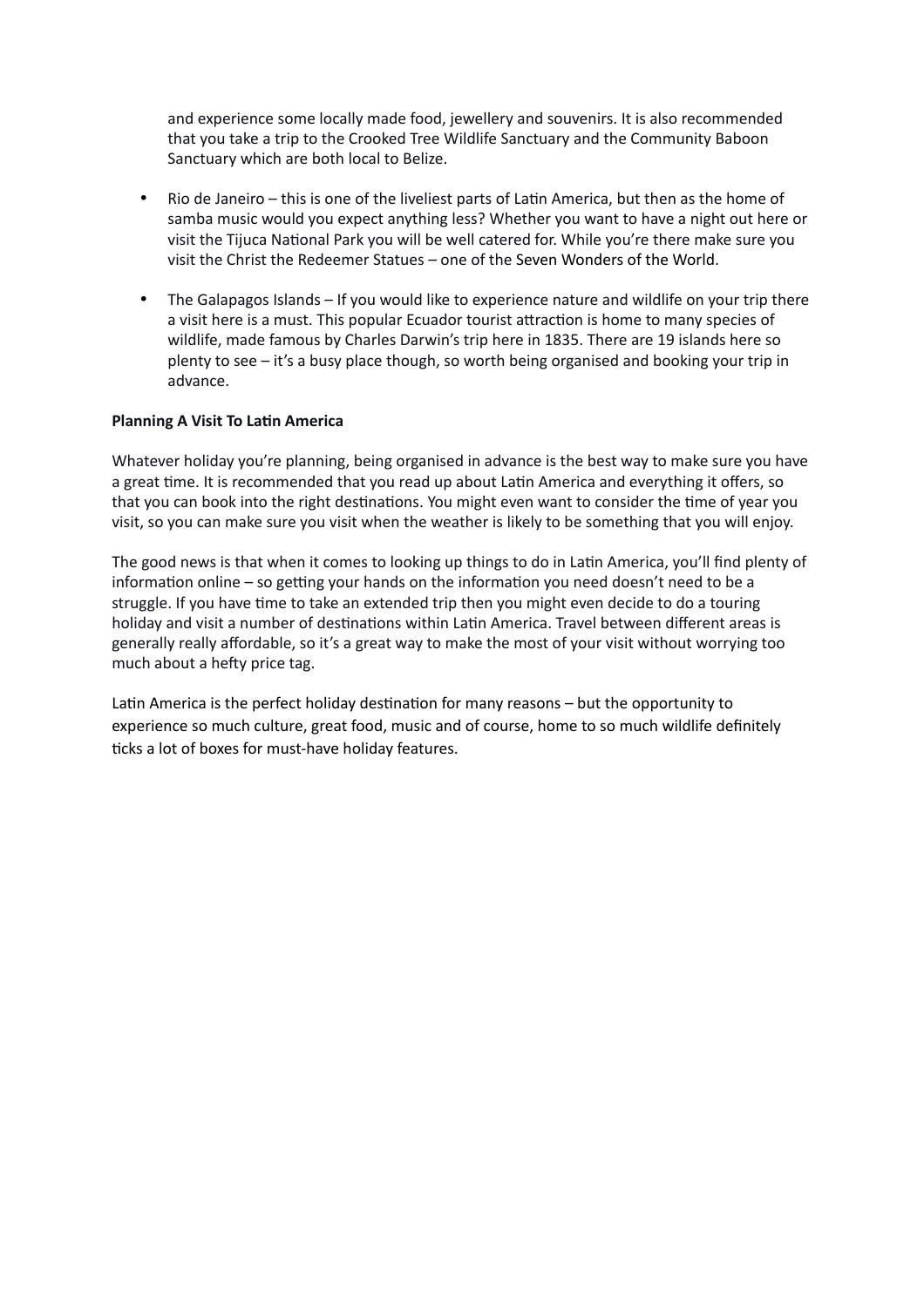and experience some locally made food, jewellery and souvenirs. It is also recommended that you take a trip to the Crooked Tree Wildlife Sanctuary and the Community Baboon Sanctuary which are both local to Belize.

- Rio de Janeiro – this is one of the liveliest parts of Latin America, but then as the home of samba music would you expect anything less? Whether you want to have a night out here or visit the Tijuca National Park you will be well catered for. While you're there make sure you visit the Christ the Redeemer Statues – one of the Seven Wonders of the World.

- The Galapagos Islands – If you would like to experience nature and wildlife on your trip there a visit here is a must. This popular Ecuador tourist attraction is home to many species of wildlife, made famous by Charles Darwin's trip here in 1835. There are 19 islands here so plenty to see – it's a busy place though, so worth being organised and booking your trip in advance.

**Planning A Visit To Latin America**

Whatever holiday you're planning, being organised in advance is the best way to make sure you have a great time. It is recommended that you read up about Latin America and everything it offers, so that you can book into the right destinations. You might even want to consider the time of year you visit, so you can make sure you visit when the weather is likely to be something that you will enjoy.

The good news is that when it comes to looking up things to do in Latin America, you'll find plenty of information online – so getting your hands on the information you need doesn't need to be a struggle. If you have time to take an extended trip then you might even decide to do a touring holiday and visit a number of destinations within Latin America. Travel between different areas is generally really affordable, so it's a great way to make the most of your visit without worrying too much about a hefty price tag.

Latin America is the perfect holiday destination for many reasons – but the opportunity to experience so much culture, great food, music and of course, home to so much wildlife definitely ticks a lot of boxes for must-have holiday features.